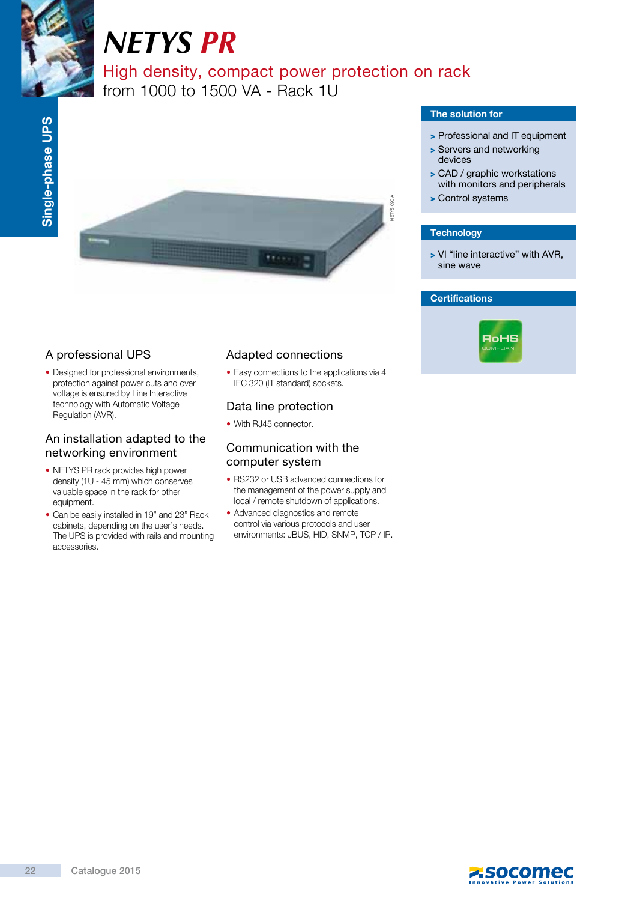# NETYS PR

## High density, compact power protection on rack

from 1000 to 1500 VA - Rack 1U

Single-phase UPS

### The solution for

- Professional and IT equipment
- Servers and networking devices
- CAD / graphic workstations with monitors and peripherals
- Control systems

### Technology

- VI "line interactive" with AVR, sine wave

### Certifications

RoHS COMPLIANT

### A professional UPS

- Designed for professional environments, protection against power cuts and over voltage is ensured by Line Interactive technology with Automatic Voltage Regulation (AVR).

### An installation adapted to the networking environment

- NETYS PR rack provides high power density (1U - 45 mm) which conserves valuable space in the rack for other equipment.
- Can be easily installed in 19" and 23" Rack cabinets, depending on the user's needs. The UPS is provided with rails and mounting accessories.

### Adapted connections

- Easy connections to the applications via 4 IEC 320 (IT standard) sockets.

### Data line protection

- With RJ45 connector.

### Communication with the computer system

- RS232 or USB advanced connections for the management of the power supply and local / remote shutdown of applications.
- Advanced diagnostics and remote control via various protocols and user environments: JBUS, HID, SNMP, TCP / IP.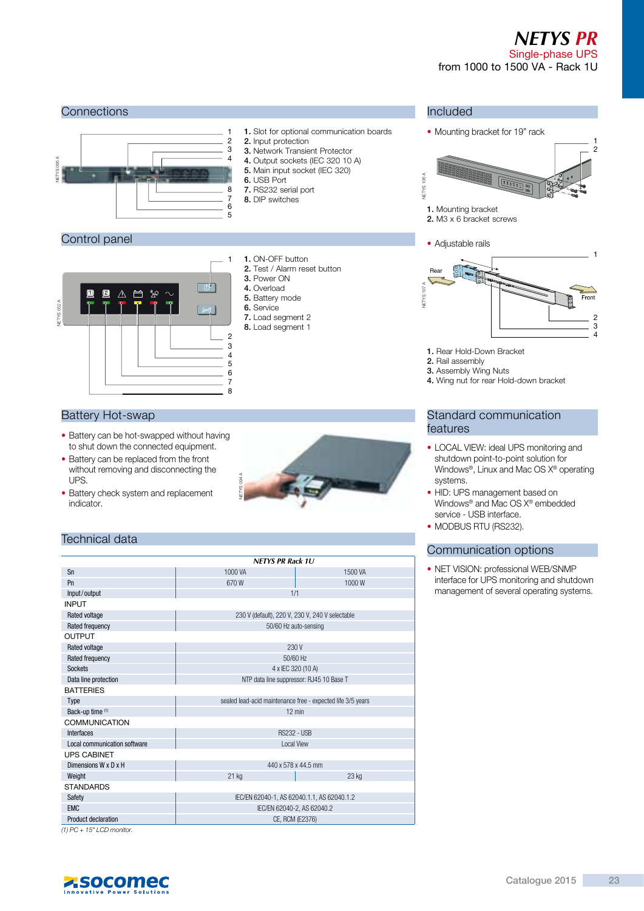# NETYS PR

Single-phase UPS

from 1000 to 1500 VA - Rack 1U

## Connections

1. Slot for optional communication boards
2. Input protection
3. Network Transient Protector
4. Output sockets (IEC 320 10 A)
5. Main input socket (IEC 320)
6. USB Port
7. RS232 serial port
8. DIP switches

## Control panel

1. ON-OFF button
2. Test / Alarm reset button
3. Power ON
4. Overload
5. Battery mode
6. Service
7. Load segment 2
8. Load segment 1

## Battery Hot-swap

- Battery can be hot-swapped without having to shut down the connected equipment.
- Battery can be replaced from the front without removing and disconnecting the UPS.
- Battery check system and replacement indicator.

## Included

- Mounting bracket for 19" rack

1. Mounting bracket
2. M3 x 6 bracket screws

- Adjustable rails

Rear

Front

1. Rear Hold-Down Bracket
2. Rail assembly
3. Assembly Wing Nuts
4. Wing nut for rear Hold-down bracket

## Standard communication features

- LOCAL VIEW: ideal UPS monitoring and shutdown point-to-point solution for Windows®, Linux and Mac OS X® operating systems.
- HID: UPS management based on Windows® and Mac OS X® embedded service - USB interface.
- MODBUS RTU (RS232).

## Communication options

- NET VISION: professional WEB/SNMP interface for UPS monitoring and shutdown management of several operating systems.

## Technical data

| | NETYS PR Rack 1U | |
|---|---|---|
| Sn | 1000 VA | 1500 VA |
| Pn | 670 W | 1000 W |
| Input/output | 1/1 | |
| **INPUT** | | |
| Rated voltage | 230 V (default), 220 V, 230 V, 240 V selectable | |
| Rated frequency | 50/60 Hz auto-sensing | |
| **OUTPUT** | | |
| Rated voltage | 230 V | |
| Rated frequency | 50/60 Hz | |
| Sockets | 4 x IEC 320 (10 A) | |
| Data line protection | NTP data line suppressor: RJ45 10 Base T | |
| **BATTERIES** | | |
| Type | sealed lead-acid maintenance free - expected life 3/5 years | |
| Back-up time [(1)] | 12 min | |
| **COMMUNICATION** | | |
| Interfaces | RS232 - USB | |
| Local communication software | Local View | |
| **UPS CABINET** | | |
| Dimensions W x D x H | 440 x 578 x 44.5 mm | |
| Weight | 21 kg | 23 kg |
| **STANDARDS** | | |
| Safety | IEC/EN 62040-1, AS 62040.1.1, AS 62040.1.2 | |
| EMC | IEC/EN 62040-2, AS 62040.2 | |
| Product declaration | CE, RCM (E2376) | |

*(1) PC + 15" LCD monitor.*

socomec
Innovative Power Solutions

Catalogue 2015